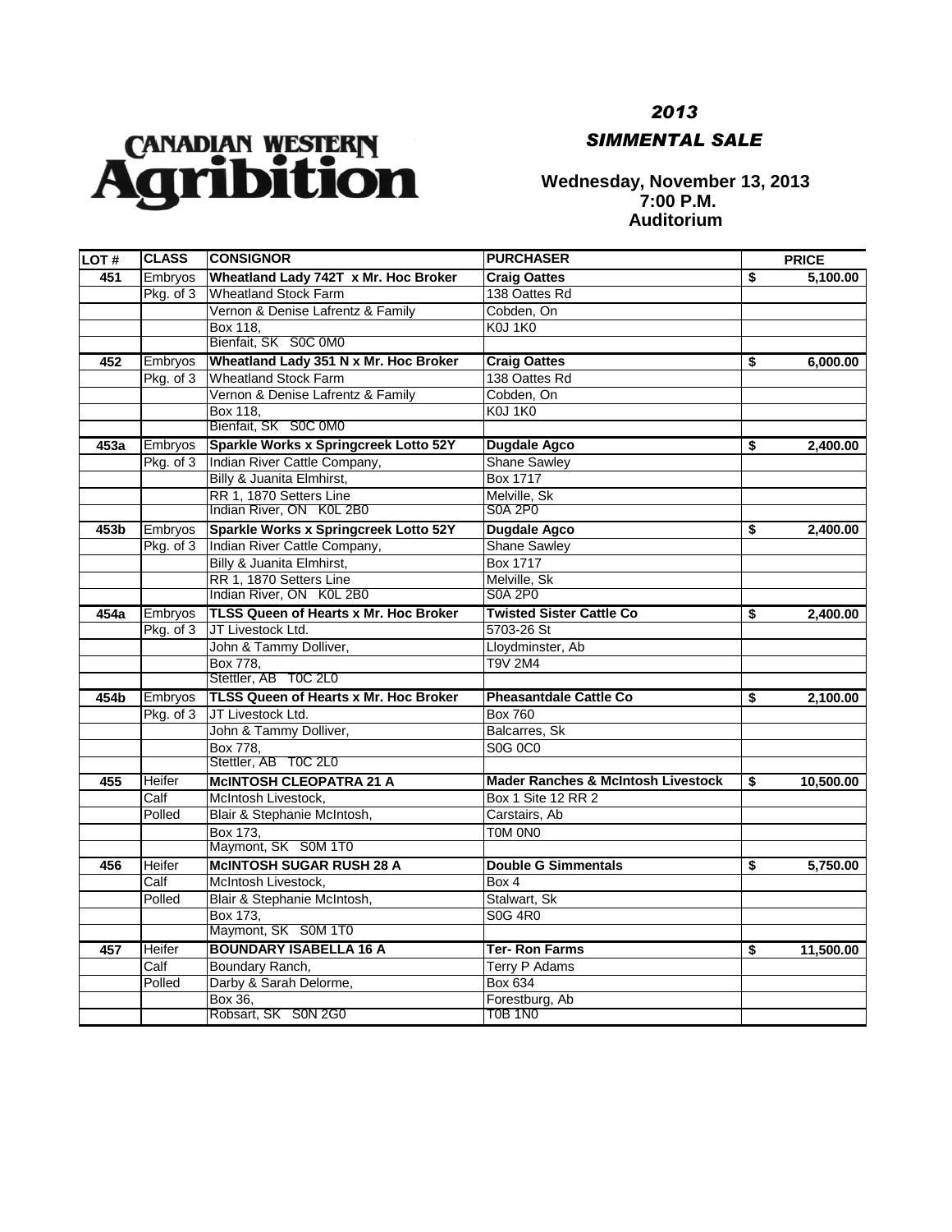# Canadian Western Agribition

## *2013 SIMMENTAL SALE*

**Wednesday, November 13, 2013**
**7:00 P.M.**
**Auditorium**

| LOT # | CLASS | CONSIGNOR | PURCHASER | PRICE |
|---|---|---|---|---|
| **451** | Embryos | **Wheatland Lady 742T x Mr. Hoc Broker** | **Craig Oattes** | **$ 5,100.00** |
| | Pkg. of 3 | Wheatland Stock Farm | 138 Oattes Rd | |
| | | Vernon & Denise Lafrentz & Family | Cobden, On | |
| | | Box 118, | K0J 1K0 | |
| | | Bienfait, SK S0C 0M0 | | |
| **452** | Embryos | **Wheatland Lady 351 N x Mr. Hoc Broker** | **Craig Oattes** | **$ 6,000.00** |
| | Pkg. of 3 | Wheatland Stock Farm | 138 Oattes Rd | |
| | | Vernon & Denise Lafrentz & Family | Cobden, On | |
| | | Box 118, | K0J 1K0 | |
| | | Bienfait, SK S0C 0M0 | | |
| **453a** | Embryos | **Sparkle Works x Springcreek Lotto 52Y** | **Dugdale Agco** | **$ 2,400.00** |
| | Pkg. of 3 | Indian River Cattle Company, | Shane Sawley | |
| | | Billy & Juanita Elmhirst, | Box 1717 | |
| | | RR 1, 1870 Setters Line | Melville, Sk | |
| | | Indian River, ON K0L 2B0 | S0A 2P0 | |
| **453b** | Embryos | **Sparkle Works x Springcreek Lotto 52Y** | **Dugdale Agco** | **$ 2,400.00** |
| | Pkg. of 3 | Indian River Cattle Company, | Shane Sawley | |
| | | Billy & Juanita Elmhirst, | Box 1717 | |
| | | RR 1, 1870 Setters Line | Melville, Sk | |
| | | Indian River, ON K0L 2B0 | S0A 2P0 | |
| **454a** | Embryos | **TLSS Queen of Hearts x Mr. Hoc Broker** | **Twisted Sister Cattle Co** | **$ 2,400.00** |
| | Pkg. of 3 | JT Livestock Ltd. | 5703-26 St | |
| | | John & Tammy Dolliver, | Lloydminster, Ab | |
| | | Box 778, | T9V 2M4 | |
| | | Stettler, AB T0C 2L0 | | |
| **454b** | Embryos | **TLSS Queen of Hearts x Mr. Hoc Broker** | **Pheasantdale Cattle Co** | **$ 2,100.00** |
| | Pkg. of 3 | JT Livestock Ltd. | Box 760 | |
| | | John & Tammy Dolliver, | Balcarres, Sk | |
| | | Box 778, | S0G 0C0 | |
| | | Stettler, AB T0C 2L0 | | |
| **455** | Heifer | **McINTOSH CLEOPATRA 21 A** | **Mader Ranches & McIntosh Livestock** | **$ 10,500.00** |
| | Calf | McIntosh Livestock, | Box 1 Site 12 RR 2 | |
| | Polled | Blair & Stephanie McIntosh, | Carstairs, Ab | |
| | | Box 173, | T0M 0N0 | |
| | | Maymont, SK S0M 1T0 | | |
| **456** | Heifer | **McINTOSH SUGAR RUSH 28 A** | **Double G Simmentals** | **$ 5,750.00** |
| | Calf | McIntosh Livestock, | Box 4 | |
| | Polled | Blair & Stephanie McIntosh, | Stalwart, Sk | |
| | | Box 173, | S0G 4R0 | |
| | | Maymont, SK S0M 1T0 | | |
| **457** | Heifer | **BOUNDARY ISABELLA 16 A** | **Ter- Ron Farms** | **$ 11,500.00** |
| | Calf | Boundary Ranch, | Terry P Adams | |
| | Polled | Darby & Sarah Delorme, | Box 634 | |
| | | Box 36, | Forestburg, Ab | |
| | | Robsart, SK S0N 2G0 | T0B 1N0 | |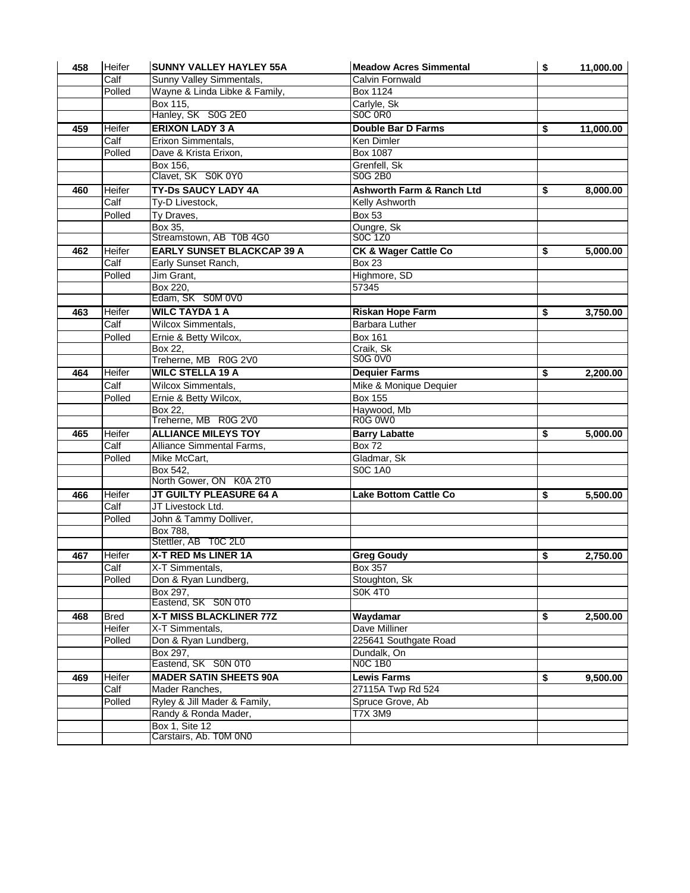| | | | | |
|---|---|---|---|---|
| **458** | Heifer | **SUNNY VALLEY HAYLEY 55A** | **Meadow Acres Simmental** | **$ 11,000.00** |
| | Calf | Sunny Valley Simmentals, | Calvin Fornwald | |
| | Polled | Wayne & Linda Libke & Family, | Box 1124 | |
| | | Box 115, | Carlyle, Sk | |
| | | Hanley, SK S0G 2E0 | S0C 0R0 | |
| **459** | Heifer | **ERIXON LADY 3 A** | **Double Bar D Farms** | **$ 11,000.00** |
| | Calf | Erixon Simmentals, | Ken Dimler | |
| | Polled | Dave & Krista Erixon, | Box 1087 | |
| | | Box 156, | Grenfell, Sk | |
| | | Clavet, SK S0K 0Y0 | S0G 2B0 | |
| **460** | Heifer | **TY-Ds SAUCY LADY 4A** | **Ashworth Farm & Ranch Ltd** | **$ 8,000.00** |
| | Calf | Ty-D Livestock, | Kelly Ashworth | |
| | Polled | Ty Draves, | Box 53 | |
| | | Box 35, | Oungre, Sk | |
| | | Streamstown, AB T0B 4G0 | S0C 1Z0 | |
| **462** | Heifer | **EARLY SUNSET BLACKCAP 39 A** | **CK & Wager Cattle Co** | **$ 5,000.00** |
| | Calf | Early Sunset Ranch, | Box 23 | |
| | Polled | Jim Grant, | Highmore, SD | |
| | | Box 220, | 57345 | |
| | | Edam, SK S0M 0V0 | | |
| **463** | Heifer | **WILC TAYDA 1 A** | **Riskan Hope Farm** | **$ 3,750.00** |
| | Calf | Wilcox Simmentals, | Barbara Luther | |
| | Polled | Ernie & Betty Wilcox, | Box 161 | |
| | | Box 22, | Craik, Sk | |
| | | Treherne, MB R0G 2V0 | S0G 0V0 | |
| **464** | Heifer | **WILC STELLA 19 A** | **Dequier Farms** | **$ 2,200.00** |
| | Calf | Wilcox Simmentals, | Mike & Monique Dequier | |
| | Polled | Ernie & Betty Wilcox, | Box 155 | |
| | | Box 22, | Haywood, Mb | |
| | | Treherne, MB R0G 2V0 | R0G 0W0 | |
| **465** | Heifer | **ALLIANCE MILEYS TOY** | **Barry Labatte** | **$ 5,000.00** |
| | Calf | Alliance Simmental Farms, | Box 72 | |
| | Polled | Mike McCart, | Gladmar, Sk | |
| | | Box 542, | S0C 1A0 | |
| | | North Gower, ON K0A 2T0 | | |
| **466** | Heifer | **JT GUILTY PLEASURE 64 A** | **Lake Bottom Cattle Co** | **$ 5,500.00** |
| | Calf | JT Livestock Ltd. | | |
| | Polled | John & Tammy Dolliver, | | |
| | | Box 788, | | |
| | | Stettler, AB T0C 2L0 | | |
| **467** | Heifer | **X-T RED Ms LINER 1A** | **Greg Goudy** | **$ 2,750.00** |
| | Calf | X-T Simmentals, | Box 357 | |
| | Polled | Don & Ryan Lundberg, | Stoughton, Sk | |
| | | Box 297, | S0K 4T0 | |
| | | Eastend, SK S0N 0T0 | | |
| **468** | Bred | **X-T MISS BLACKLINER 77Z** | **Waydamar** | **$ 2,500.00** |
| | Heifer | X-T Simmentals, | Dave Milliner | |
| | Polled | Don & Ryan Lundberg, | 225641 Southgate Road | |
| | | Box 297, | Dundalk, On | |
| | | Eastend, SK S0N 0T0 | N0C 1B0 | |
| **469** | Heifer | **MADER SATIN SHEETS 90A** | **Lewis Farms** | **$ 9,500.00** |
| | Calf | Mader Ranches, | 27115A Twp Rd 524 | |
| | Polled | Ryley & Jill Mader & Family, | Spruce Grove, Ab | |
| | | Randy & Ronda Mader, | T7X 3M9 | |
| | | Box 1, Site 12 | | |
| | | Carstairs, Ab. T0M 0N0 | | |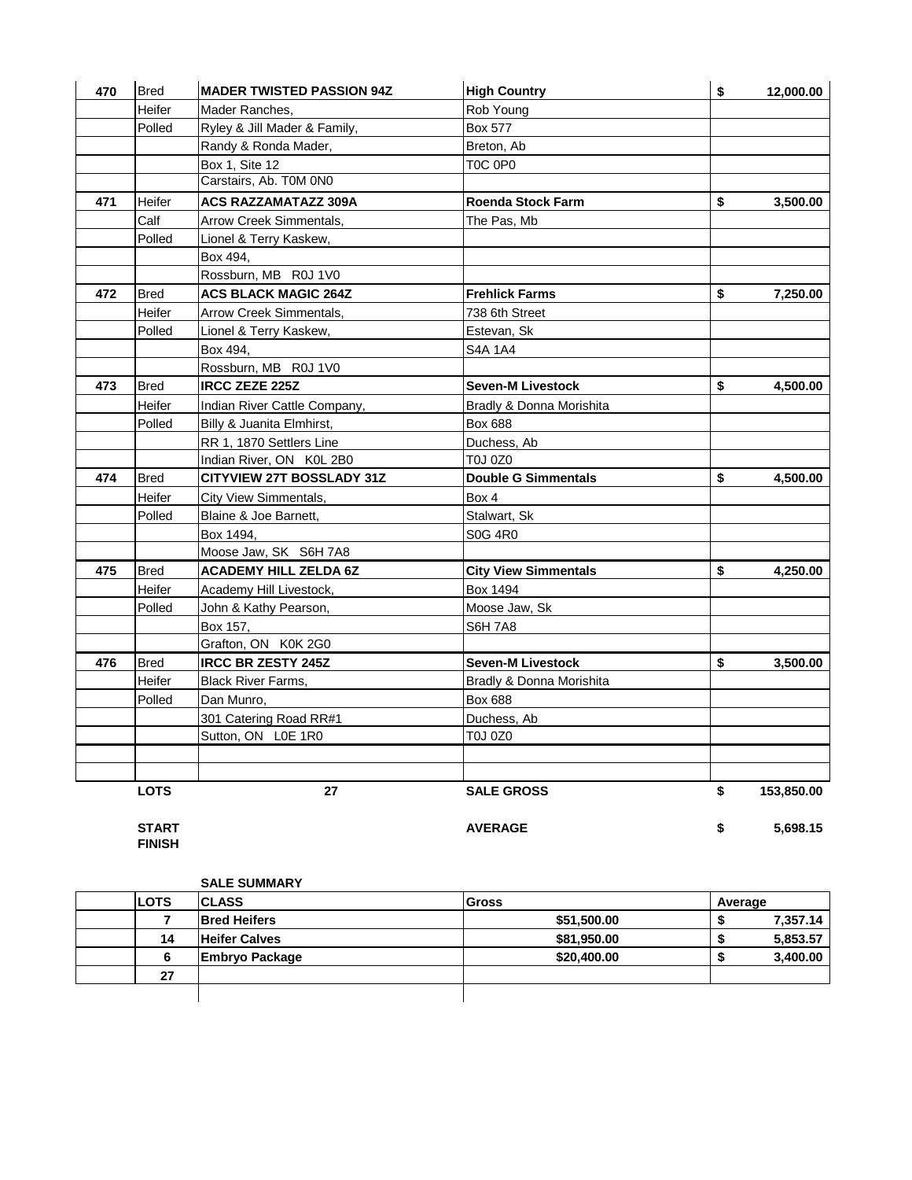| Lot | Type | Name / Consignor | Buyer | Price |
|---|---|---|---|---|
| **470** | Bred | **MADER TWISTED PASSION 94Z** | **High Country** | **$ 12,000.00** |
| | Heifer | Mader Ranches, | Rob Young | |
| | Polled | Ryley & Jill Mader & Family, | Box 577 | |
| | | Randy & Ronda Mader, | Breton, Ab | |
| | | Box 1, Site 12 | T0C 0P0 | |
| | | Carstairs, Ab. T0M 0N0 | | |
| **471** | Heifer | **ACS RAZZAMATAZZ 309A** | **Roenda Stock Farm** | **$ 3,500.00** |
| | Calf | Arrow Creek Simmentals, | The Pas, Mb | |
| | Polled | Lionel & Terry Kaskew, | | |
| | | Box 494, | | |
| | | Rossburn, MB R0J 1V0 | | |
| **472** | Bred | **ACS BLACK MAGIC 264Z** | **Frehlick Farms** | **$ 7,250.00** |
| | Heifer | Arrow Creek Simmentals, | 738 6th Street | |
| | Polled | Lionel & Terry Kaskew, | Estevan, Sk | |
| | | Box 494, | S4A 1A4 | |
| | | Rossburn, MB R0J 1V0 | | |
| **473** | Bred | **IRCC ZEZE 225Z** | **Seven-M Livestock** | **$ 4,500.00** |
| | Heifer | Indian River Cattle Company, | Bradly & Donna Morishita | |
| | Polled | Billy & Juanita Elmhirst, | Box 688 | |
| | | RR 1, 1870 Settlers Line | Duchess, Ab | |
| | | Indian River, ON K0L 2B0 | T0J 0Z0 | |
| **474** | Bred | **CITYVIEW 27T BOSSLADY 31Z** | **Double G Simmentals** | **$ 4,500.00** |
| | Heifer | City View Simmentals, | Box 4 | |
| | Polled | Blaine & Joe Barnett, | Stalwart, Sk | |
| | | Box 1494, | S0G 4R0 | |
| | | Moose Jaw, SK S6H 7A8 | | |
| **475** | Bred | **ACADEMY HILL ZELDA 6Z** | **City View Simmentals** | **$ 4,250.00** |
| | Heifer | Academy Hill Livestock, | Box 1494 | |
| | Polled | John & Kathy Pearson, | Moose Jaw, Sk | |
| | | Box 157, | S6H 7A8 | |
| | | Grafton, ON K0K 2G0 | | |
| **476** | Bred | **IRCC BR ZESTY 245Z** | **Seven-M Livestock** | **$ 3,500.00** |
| | Heifer | Black River Farms, | Bradly & Donna Morishita | |
| | Polled | Dan Munro, | Box 688 | |
| | | 301 Catering Road RR#1 | Duchess, Ab | |
| | | Sutton, ON L0E 1R0 | T0J 0Z0 | |
| | **LOTS** | **27** | **SALE GROSS** | **$ 153,850.00** |
| | **START** | | **AVERAGE** | **$ 5,698.15** |
| | **FINISH** | | | |

**SALE SUMMARY**

| | LOTS | CLASS | Gross | Average |
|---|---|---|---|---|
| | 7 | Bred Heifers | $51,500.00 | $ 7,357.14 |
| | 14 | Heifer Calves | $81,950.00 | $ 5,853.57 |
| | 6 | Embryo Package | $20,400.00 | $ 3,400.00 |
| | 27 | | | |